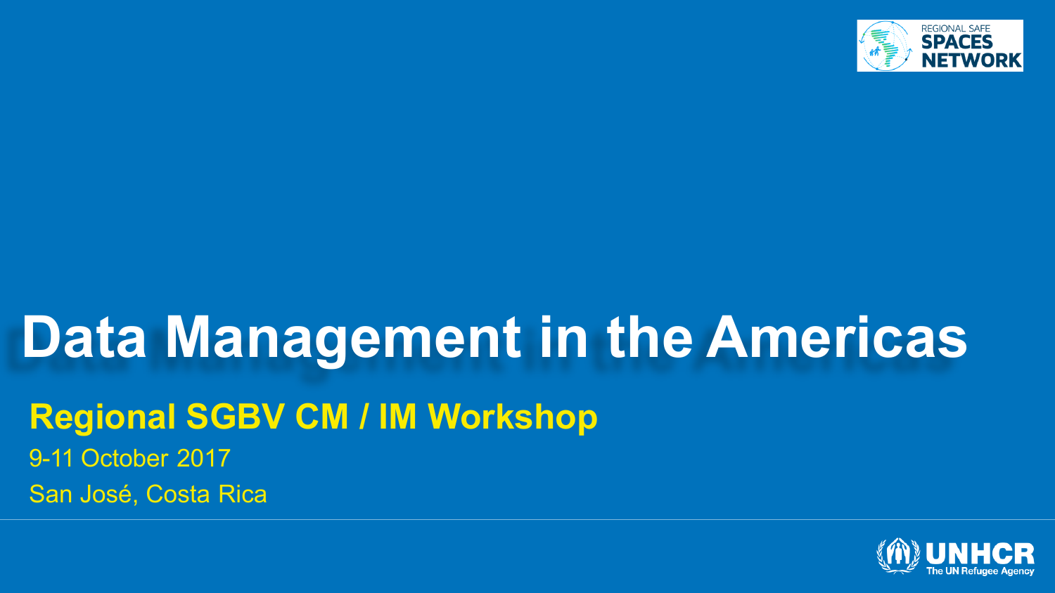# Data Management in the Americas

## Regional SGBV CM / IM Workshop

9-11 October 2017

San José, Costa Rica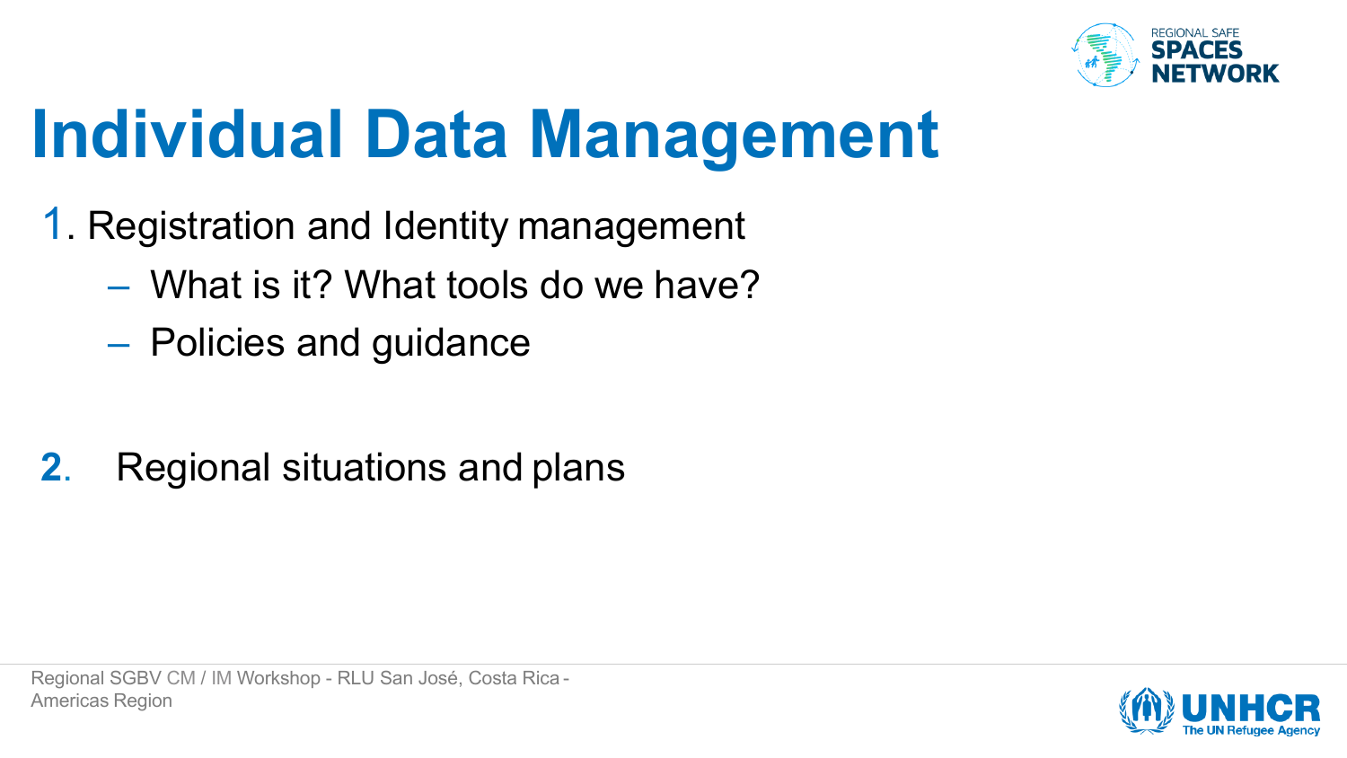# Individual Data Management

1. Registration and Identity management
   - What is it? What tools do we have?
   - Policies and guidance

2. Regional situations and plans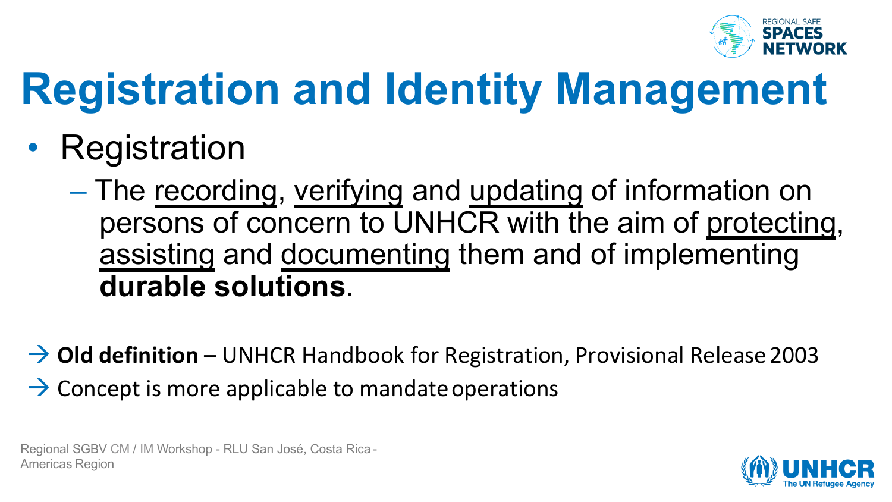# Registration and Identity Management

- Registration
  - The recording, verifying and updating of information on persons of concern to UNHCR with the aim of protecting, assisting and documenting them and of implementing **durable solutions**.

→ **Old definition** – UNHCR Handbook for Registration, Provisional Release 2003

→ Concept is more applicable to mandate operations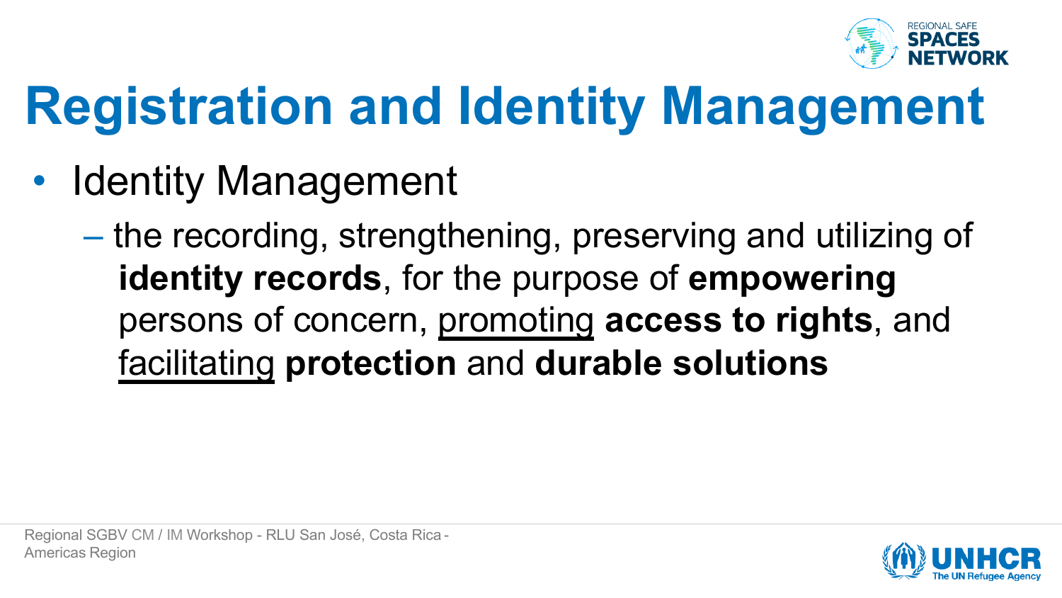# Registration and Identity Management

- Identity Management
  - the recording, strengthening, preserving and utilizing of **identity records**, for the purpose of **empowering** persons of concern, <u>promoting</u> **access to rights**, and <u>facilitating</u> **protection** and **durable solutions**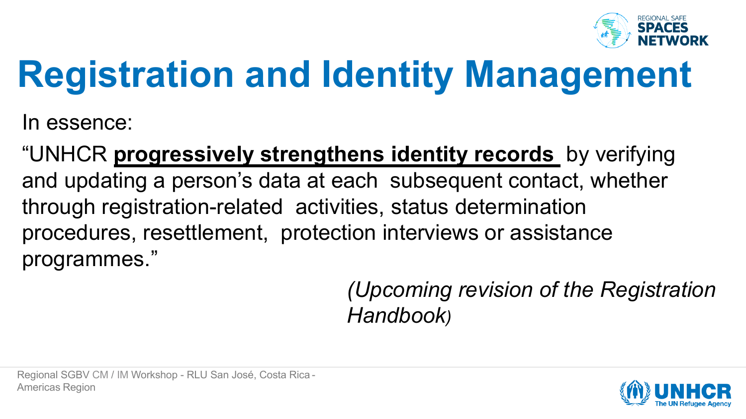# Registration and Identity Management

In essence:

"UNHCR **progressively strengthens identity records** by verifying and updating a person's data at each subsequent contact, whether through registration-related activities, status determination procedures, resettlement, protection interviews or assistance programmes."

*(Upcoming revision of the Registration Handbook)*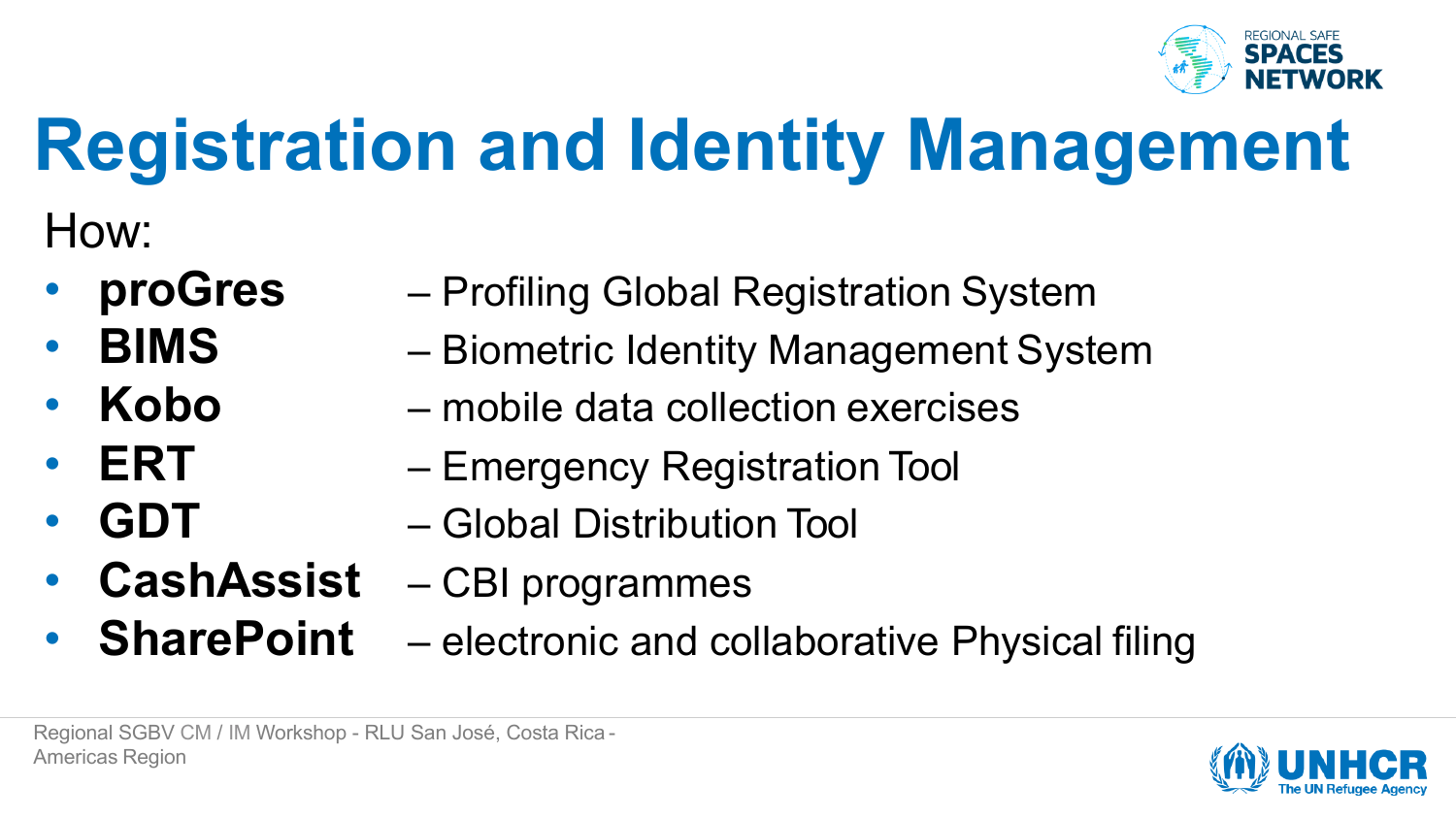# Registration and Identity Management

How:

- **proGres** – Profiling Global Registration System
- **BIMS** – Biometric Identity Management System
- **Kobo** – mobile data collection exercises
- **ERT** – Emergency Registration Tool
- **GDT** – Global Distribution Tool
- **CashAssist** – CBI programmes
- **SharePoint** – electronic and collaborative Physical filing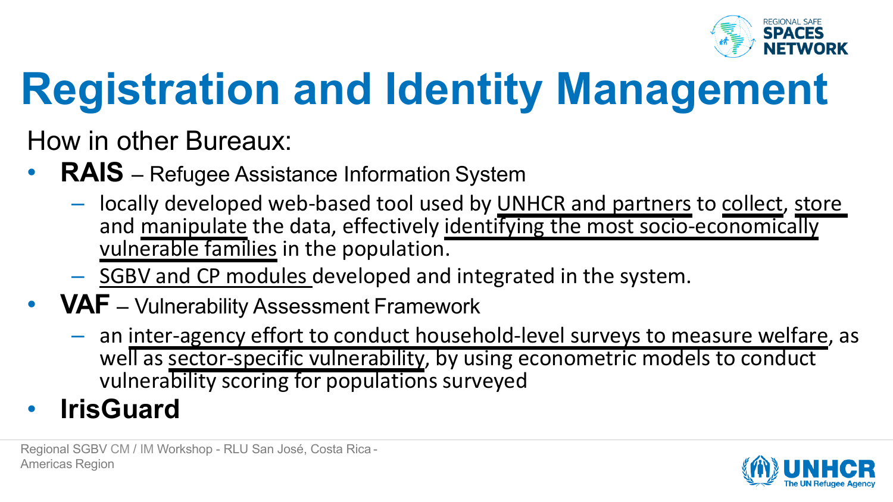# Registration and Identity Management

How in other Bureaux:

- **RAIS** – Refugee Assistance Information System
  - locally developed web-based tool used by UNHCR and partners to collect, store and manipulate the data, effectively identifying the most socio-economically vulnerable families in the population.
  - SGBV and CP modules developed and integrated in the system.
- **VAF** – Vulnerability Assessment Framework
  - an inter-agency effort to conduct household-level surveys to measure welfare, as well as sector-specific vulnerability, by using econometric models to conduct vulnerability scoring for populations surveyed
- **IrisGuard**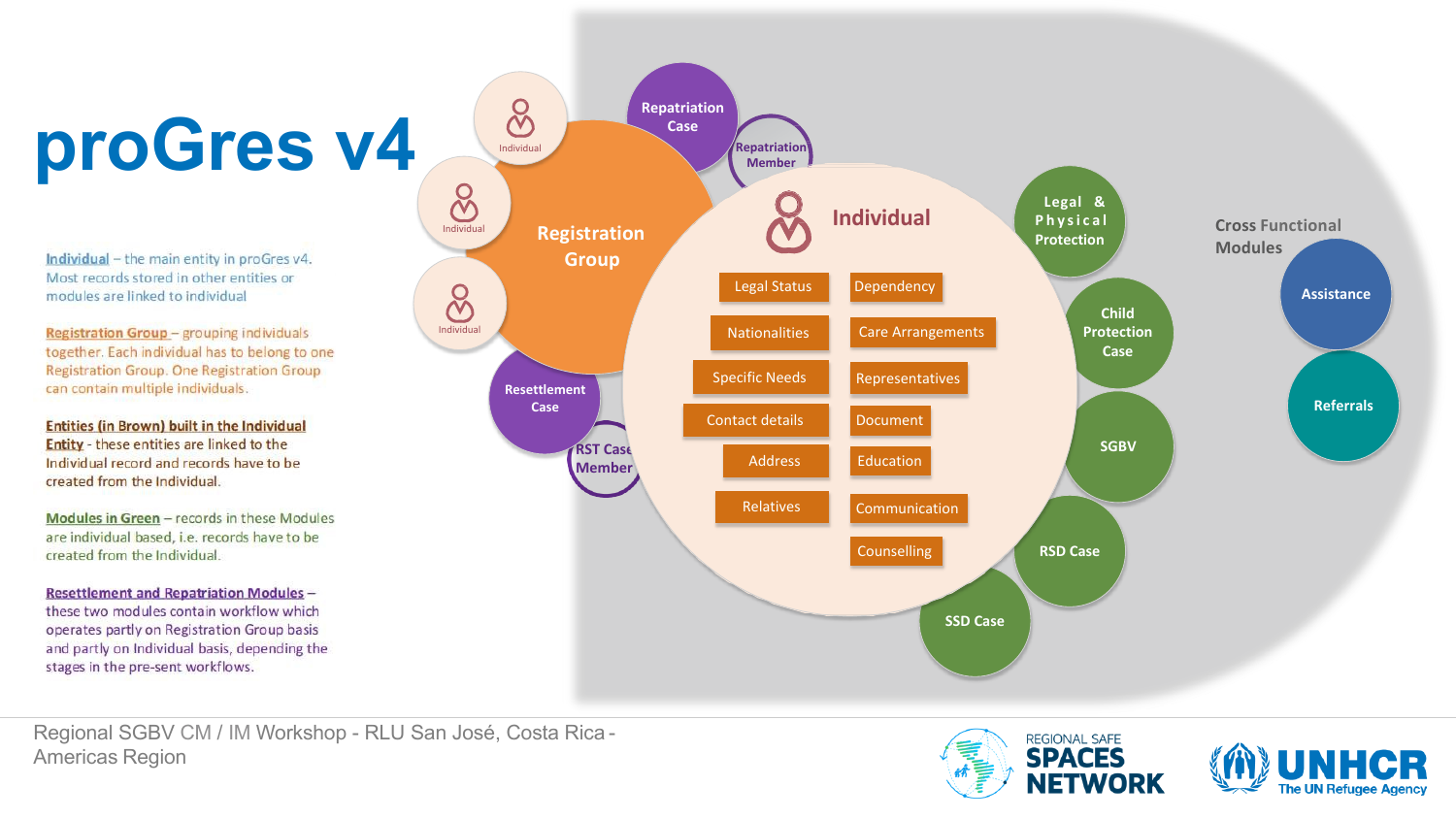# proGres v4

**Individual** – the main entity in proGres v4. Most records stored in other entities or modules are linked to individual

**Registration Group** – grouping individuals together. Each individual has to belong to one Registration Group. One Registration Group can contain multiple individuals.

**Entities (in Brown) built in the Individual Entity** - these entities are linked to the Individual record and records have to be created from the Individual.

**Modules in Green** – records in these Modules are individual based, i.e. records have to be created from the Individual.

**Resettlement and Repatriation Modules** – these two modules contain workflow which operates partly on Registration Group basis and partly on Individual basis, depending the stages in the pre-sent workflows.

Individual

Individual

Individual

Registration Group

Repatriation Case

Repatriation Member

Resettlement Case

RST Case Member

Individual

Legal Status

Dependency

Nationalities

Care Arrangements

Specific Needs

Representatives

Contact details

Document

Address

Education

Relatives

Communication

Counselling

Legal & Physical Protection

Child Protection Case

SGBV

RSD Case

SSD Case

Cross Functional Modules

Assistance

Referrals

Regional SGBV CM / IM Workshop - RLU San José, Costa Rica - Americas Region

REGIONAL SAFE SPACES NETWORK

UNHCR The UN Refugee Agency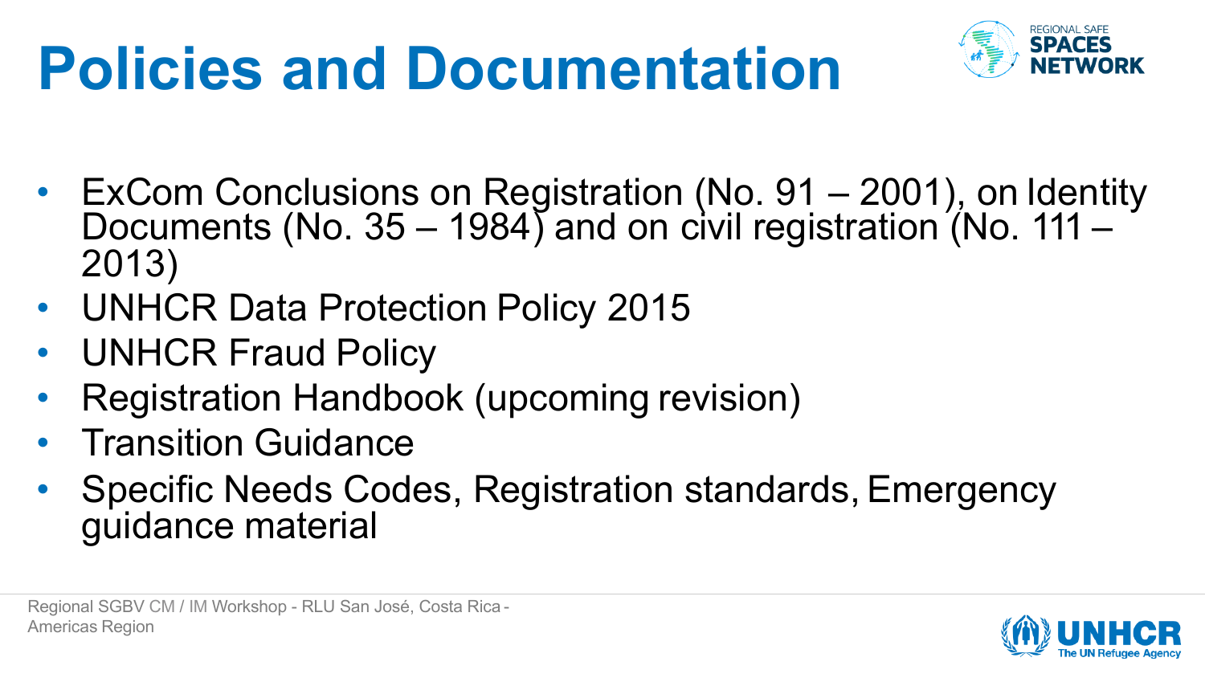# Policies and Documentation

- ExCom Conclusions on Registration (No. 91 – 2001), on Identity Documents (No. 35 – 1984) and on civil registration (No. 111 – 2013)
- UNHCR Data Protection Policy 2015
- UNHCR Fraud Policy
- Registration Handbook (upcoming revision)
- Transition Guidance
- Specific Needs Codes, Registration standards, Emergency guidance material